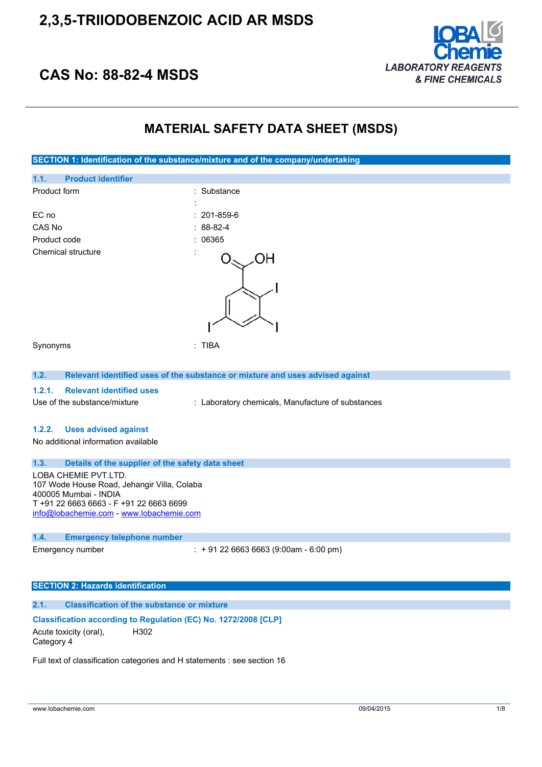# 2,3,5-TRIIODOBENZOIC ACID AR MSDS

## CAS No: 88-82-4 MSDS

LOBA Chemie
LABORATORY REAGENTS & FINE CHEMICALS

# MATERIAL SAFETY DATA SHEET (MSDS)

## SECTION 1: Identification of the substance/mixture and of the company/undertaking

### 1.1. Product identifier

| | |
|---|---|
| Product form | : Substance |
| | : |
| EC no | : 201-859-6 |
| CAS No | : 88-82-4 |
| Product code | : 06365 |
| Chemical structure | : |
| Synonyms | : TIBA |

### 1.2. Relevant identified uses of the substance or mixture and uses advised against

#### 1.2.1. Relevant identified uses

Use of the substance/mixture : Laboratory chemicals, Manufacture of substances

#### 1.2.2. Uses advised against

No additional information available

### 1.3. Details of the supplier of the safety data sheet

LOBA CHEMIE PVT.LTD.
107 Wode House Road, Jehangir Villa, Colaba
400005 Mumbai - INDIA
T +91 22 6663 6663 - F +91 22 6663 6699
info@lobachemie.com - www.lobachemie.com

### 1.4. Emergency telephone number

Emergency number : + 91 22 6663 6663 (9:00am - 6:00 pm)

## SECTION 2: Hazards identification

### 2.1. Classification of the substance or mixture

**Classification according to Regulation (EC) No. 1272/2008 [CLP]**

| | |
|---|---|
| Acute toxicity (oral), Category 4 | H302 |

Full text of classification categories and H statements : see section 16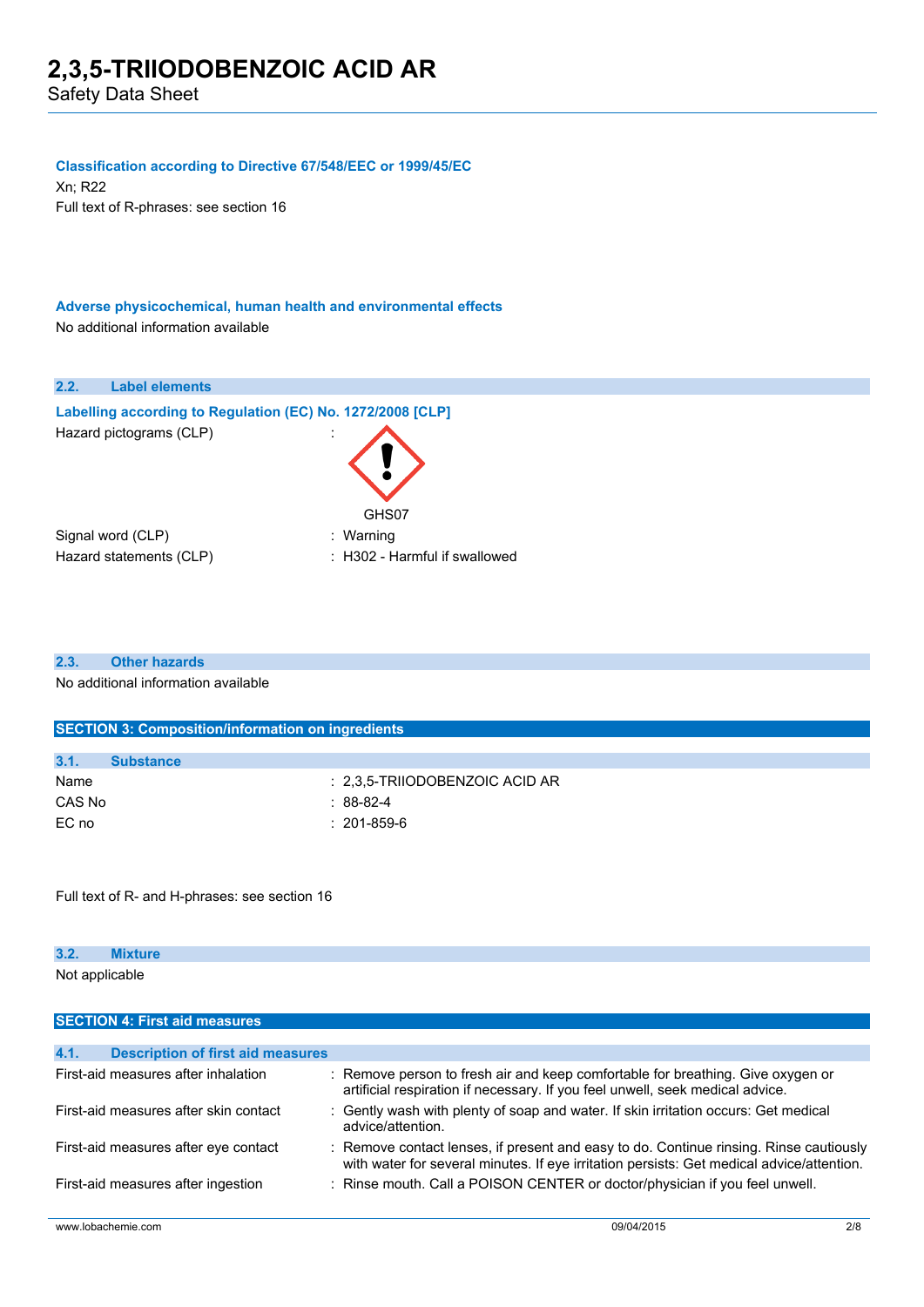**Classification according to Directive 67/548/EEC or 1999/45/EC**

Xn; R22

Full text of R-phrases: see section 16

**Adverse physicochemical, human health and environmental effects**

No additional information available

### 2.2. Label elements

**Labelling according to Regulation (EC) No. 1272/2008 [CLP]**

| | |
|---|---|
| Hazard pictograms (CLP) | : GHS07 |
| Signal word (CLP) | : Warning |
| Hazard statements (CLP) | : H302 - Harmful if swallowed |

### 2.3. Other hazards

No additional information available

## SECTION 3: Composition/information on ingredients

### 3.1. Substance

| | |
|---|---|
| Name | : 2,3,5-TRIIODOBENZOIC ACID AR |
| CAS No | : 88-82-4 |
| EC no | : 201-859-6 |

Full text of R- and H-phrases: see section 16

### 3.2. Mixture

Not applicable

## SECTION 4: First aid measures

### 4.1. Description of first aid measures

| | |
|---|---|
| First-aid measures after inhalation | : Remove person to fresh air and keep comfortable for breathing. Give oxygen or artificial respiration if necessary. If you feel unwell, seek medical advice. |
| First-aid measures after skin contact | : Gently wash with plenty of soap and water. If skin irritation occurs: Get medical advice/attention. |
| First-aid measures after eye contact | : Remove contact lenses, if present and easy to do. Continue rinsing. Rinse cautiously with water for several minutes. If eye irritation persists: Get medical advice/attention. |
| First-aid measures after ingestion | : Rinse mouth. Call a POISON CENTER or doctor/physician if you feel unwell. |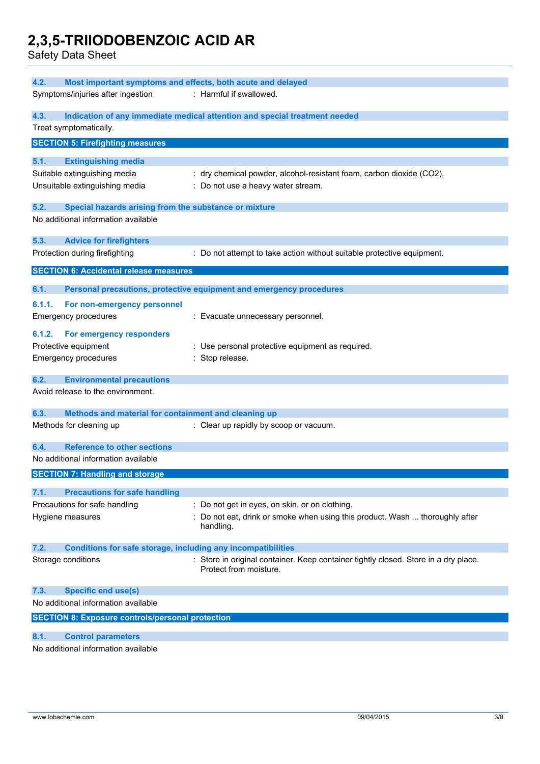### 4.2. Most important symptoms and effects, both acute and delayed

Symptoms/injuries after ingestion : Harmful if swallowed.

### 4.3. Indication of any immediate medical attention and special treatment needed

Treat symptomatically.

## SECTION 5: Firefighting measures

### 5.1. Extinguishing media

Suitable extinguishing media : dry chemical powder, alcohol-resistant foam, carbon dioxide ($CO_2$).

Unsuitable extinguishing media : Do not use a heavy water stream.

### 5.2. Special hazards arising from the substance or mixture

No additional information available

### 5.3. Advice for firefighters

Protection during firefighting : Do not attempt to take action without suitable protective equipment.

## SECTION 6: Accidental release measures

### 6.1. Personal precautions, protective equipment and emergency procedures

#### 6.1.1. For non-emergency personnel

Emergency procedures : Evacuate unnecessary personnel.

#### 6.1.2. For emergency responders

Protective equipment : Use personal protective equipment as required.

Emergency procedures : Stop release.

### 6.2. Environmental precautions

Avoid release to the environment.

### 6.3. Methods and material for containment and cleaning up

Methods for cleaning up : Clear up rapidly by scoop or vacuum.

### 6.4. Reference to other sections

No additional information available

## SECTION 7: Handling and storage

### 7.1. Precautions for safe handling

Precautions for safe handling : Do not get in eyes, on skin, or on clothing.

Hygiene measures : Do not eat, drink or smoke when using this product. Wash ... thoroughly after handling.

### 7.2. Conditions for safe storage, including any incompatibilities

Storage conditions : Store in original container. Keep container tightly closed. Store in a dry place. Protect from moisture.

### 7.3. Specific end use(s)

No additional information available

## SECTION 8: Exposure controls/personal protection

### 8.1. Control parameters

No additional information available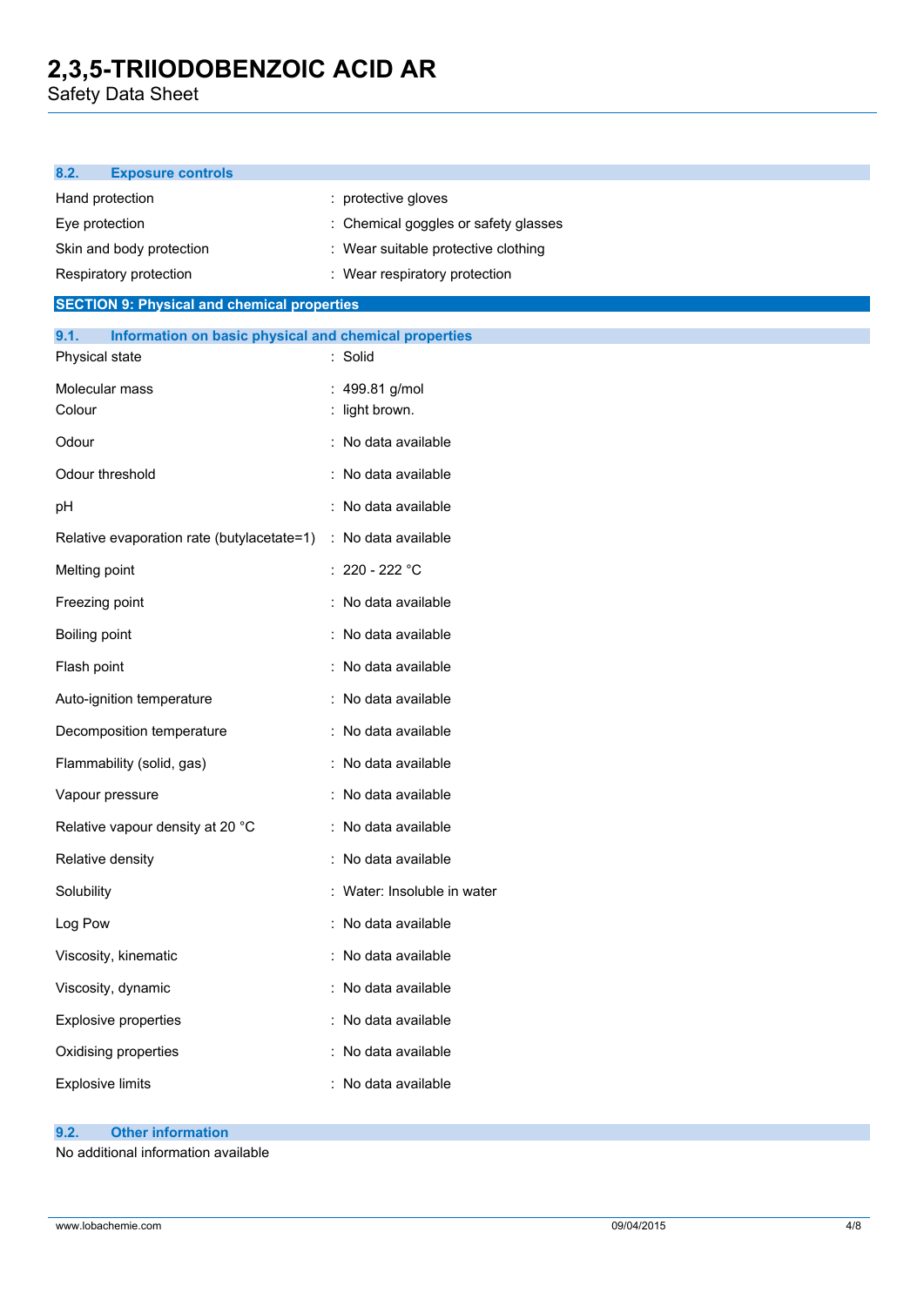### 8.2. Exposure controls

| | |
|---|---|
| Hand protection | : protective gloves |
| Eye protection | : Chemical goggles or safety glasses |
| Skin and body protection | : Wear suitable protective clothing |
| Respiratory protection | : Wear respiratory protection |

## SECTION 9: Physical and chemical properties

### 9.1. Information on basic physical and chemical properties

| | |
|---|---|
| Physical state | : Solid |
| Molecular mass | : 499.81 g/mol |
| Colour | : light brown. |
| Odour | : No data available |
| Odour threshold | : No data available |
| pH | : No data available |
| Relative evaporation rate (butylacetate=1) | : No data available |
| Melting point | : 220 - 222 °C |
| Freezing point | : No data available |
| Boiling point | : No data available |
| Flash point | : No data available |
| Auto-ignition temperature | : No data available |
| Decomposition temperature | : No data available |
| Flammability (solid, gas) | : No data available |
| Vapour pressure | : No data available |
| Relative vapour density at 20 °C | : No data available |
| Relative density | : No data available |
| Solubility | : Water: Insoluble in water |
| Log Pow | : No data available |
| Viscosity, kinematic | : No data available |
| Viscosity, dynamic | : No data available |
| Explosive properties | : No data available |
| Oxidising properties | : No data available |
| Explosive limits | : No data available |

### 9.2. Other information

No additional information available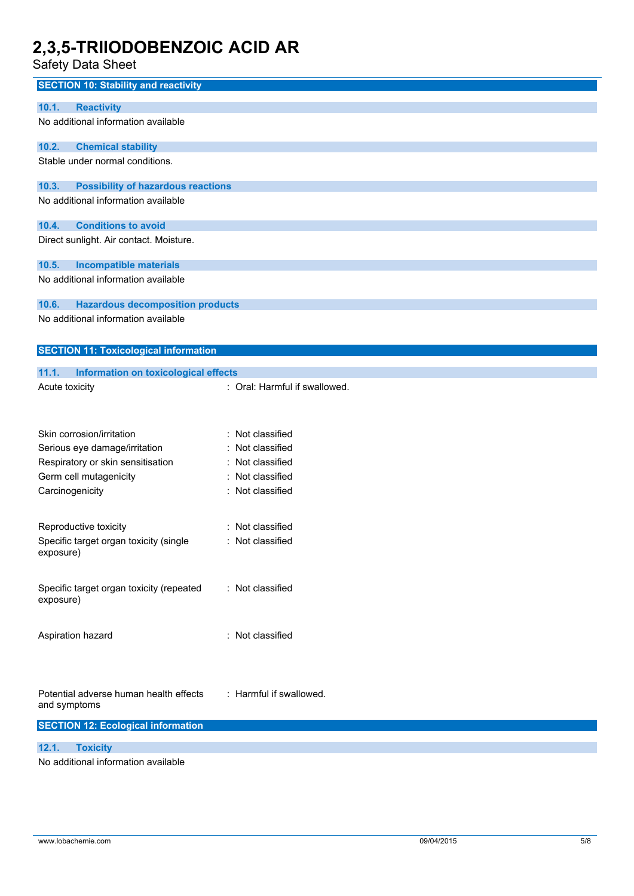## SECTION 10: Stability and reactivity

### 10.1. Reactivity

No additional information available

### 10.2. Chemical stability

Stable under normal conditions.

### 10.3. Possibility of hazardous reactions

No additional information available

### 10.4. Conditions to avoid

Direct sunlight. Air contact. Moisture.

### 10.5. Incompatible materials

No additional information available

### 10.6. Hazardous decomposition products

No additional information available

## SECTION 11: Toxicological information

### 11.1. Information on toxicological effects

| | |
|---|---|
| Acute toxicity | : Oral: Harmful if swallowed. |
| Skin corrosion/irritation | : Not classified |
| Serious eye damage/irritation | : Not classified |
| Respiratory or skin sensitisation | : Not classified |
| Germ cell mutagenicity | : Not classified |
| Carcinogenicity | : Not classified |
| Reproductive toxicity | : Not classified |
| Specific target organ toxicity (single exposure) | : Not classified |
| Specific target organ toxicity (repeated exposure) | : Not classified |
| Aspiration hazard | : Not classified |
| Potential adverse human health effects and symptoms | : Harmful if swallowed. |

## SECTION 12: Ecological information

### 12.1. Toxicity

No additional information available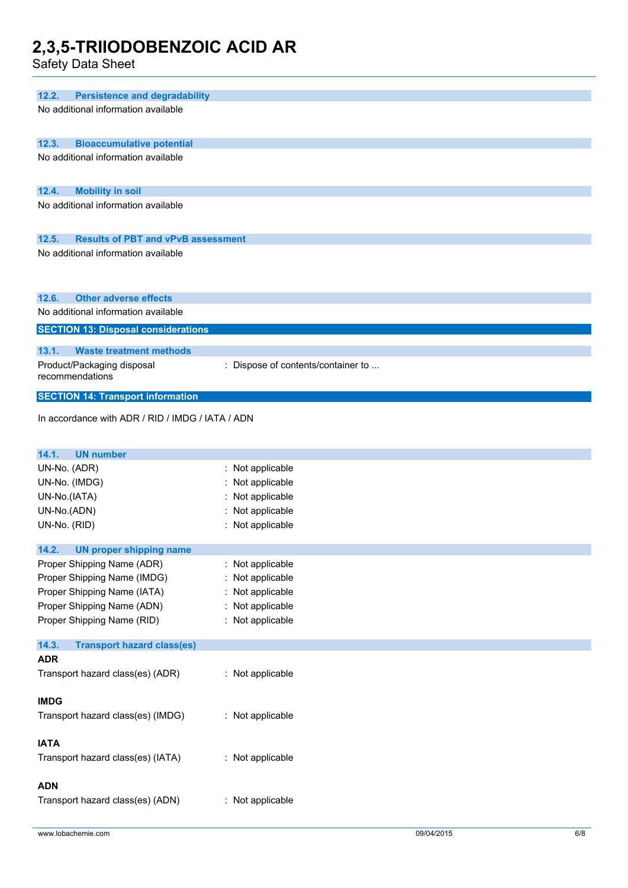### 12.2. Persistence and degradability

No additional information available

### 12.3. Bioaccumulative potential

No additional information available

### 12.4. Mobility in soil

No additional information available

### 12.5. Results of PBT and vPvB assessment

No additional information available

### 12.6. Other adverse effects

No additional information available

## SECTION 13: Disposal considerations

### 13.1. Waste treatment methods

| | |
|---|---|
| Product/Packaging disposal recommendations | : Dispose of contents/container to ... |

## SECTION 14: Transport information

In accordance with ADR / RID / IMDG / IATA / ADN

### 14.1. UN number

| | |
|---|---|
| UN-No. (ADR) | : Not applicable |
| UN-No. (IMDG) | : Not applicable |
| UN-No.(IATA) | : Not applicable |
| UN-No.(ADN) | : Not applicable |
| UN-No. (RID) | : Not applicable |

### 14.2. UN proper shipping name

| | |
|---|---|
| Proper Shipping Name (ADR) | : Not applicable |
| Proper Shipping Name (IMDG) | : Not applicable |
| Proper Shipping Name (IATA) | : Not applicable |
| Proper Shipping Name (ADN) | : Not applicable |
| Proper Shipping Name (RID) | : Not applicable |

### 14.3. Transport hazard class(es)

**ADR**

Transport hazard class(es) (ADR) : Not applicable

**IMDG**

Transport hazard class(es) (IMDG) : Not applicable

**IATA**

Transport hazard class(es) (IATA) : Not applicable

**ADN**

Transport hazard class(es) (ADN) : Not applicable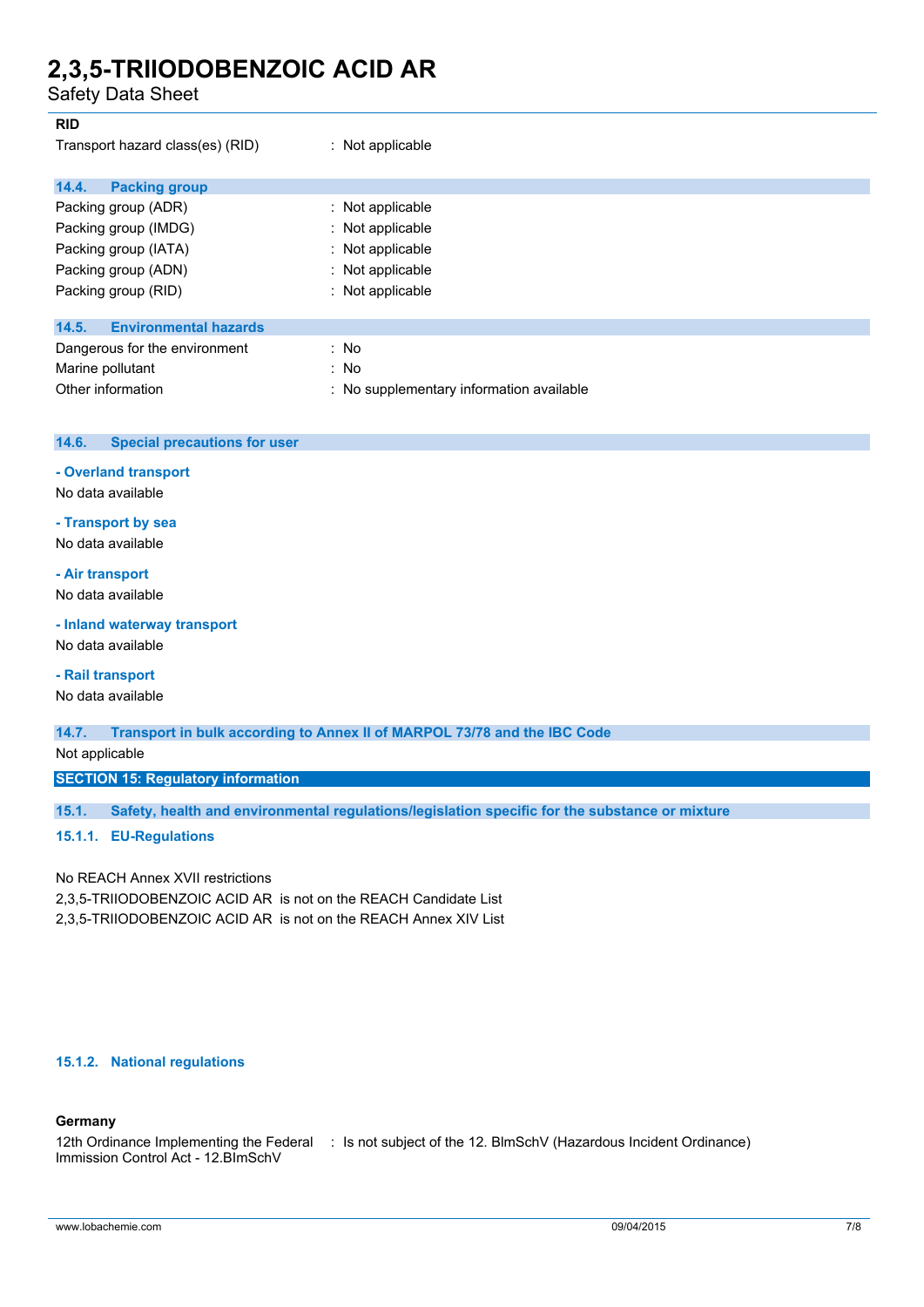**RID**

Transport hazard class(es) (RID) : Not applicable

### 14.4. Packing group

| | |
|---|---|
| Packing group (ADR) | : Not applicable |
| Packing group (IMDG) | : Not applicable |
| Packing group (IATA) | : Not applicable |
| Packing group (ADN) | : Not applicable |
| Packing group (RID) | : Not applicable |

### 14.5. Environmental hazards

| | |
|---|---|
| Dangerous for the environment | : No |
| Marine pollutant | : No |
| Other information | : No supplementary information available |

### 14.6. Special precautions for user

**- Overland transport**

No data available

**- Transport by sea**

No data available

**- Air transport**

No data available

**- Inland waterway transport**

No data available

**- Rail transport**

No data available

### 14.7. Transport in bulk according to Annex II of MARPOL 73/78 and the IBC Code

Not applicable

## SECTION 15: Regulatory information

### 15.1. Safety, health and environmental regulations/legislation specific for the substance or mixture

#### 15.1.1. EU-Regulations

No REACH Annex XVII restrictions

2,3,5-TRIIODOBENZOIC ACID AR is not on the REACH Candidate List

2,3,5-TRIIODOBENZOIC ACID AR is not on the REACH Annex XIV List

#### 15.1.2. National regulations

**Germany**

12th Ordinance Implementing the Federal Immission Control Act - 12.BImSchV : Is not subject of the 12. BImSchV (Hazardous Incident Ordinance)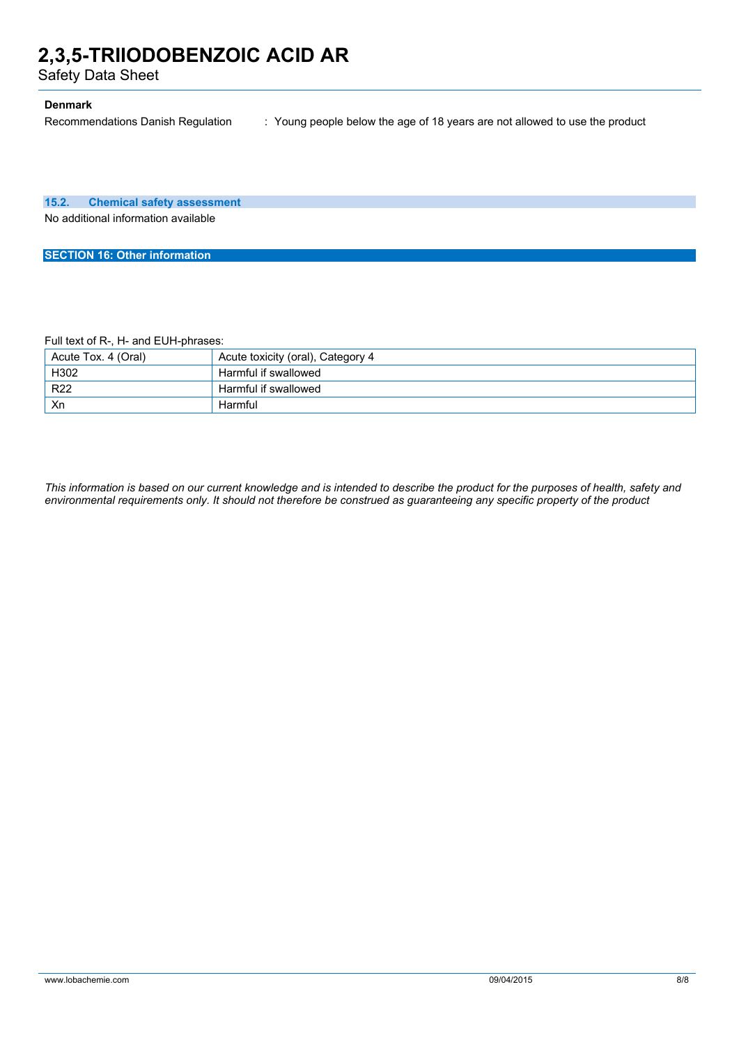**Denmark**

Recommendations Danish Regulation : Young people below the age of 18 years are not allowed to use the product

### 15.2. Chemical safety assessment

No additional information available

## SECTION 16: Other information

Full text of R-, H- and EUH-phrases:

| | |
|---|---|
| Acute Tox. 4 (Oral) | Acute toxicity (oral), Category 4 |
| H302 | Harmful if swallowed |
| R22 | Harmful if swallowed |
| Xn | Harmful |

*This information is based on our current knowledge and is intended to describe the product for the purposes of health, safety and environmental requirements only. It should not therefore be construed as guaranteeing any specific property of the product*